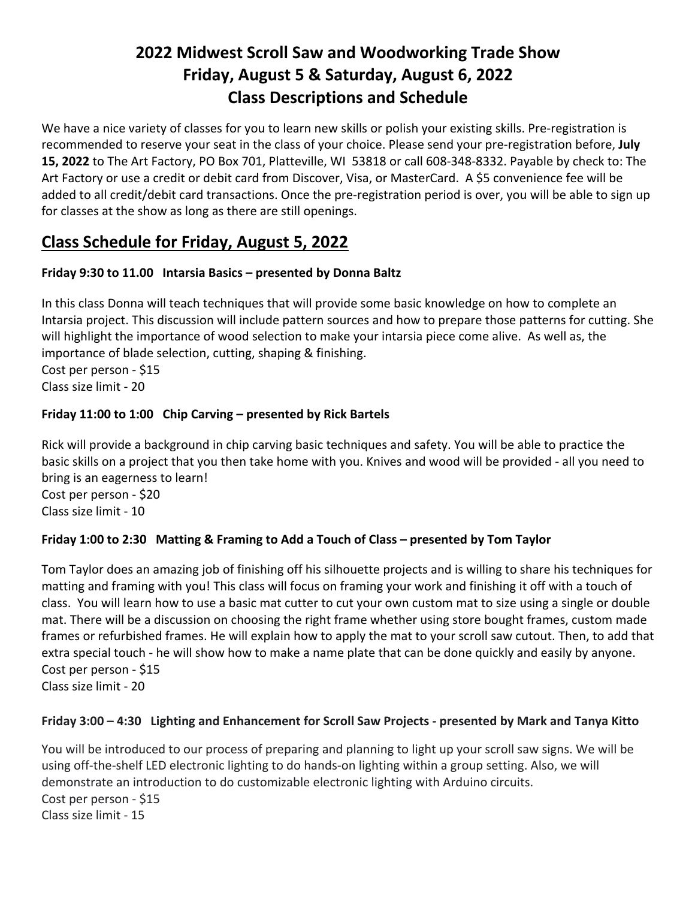# 2022 Midwest Scroll Saw and Woodworking Trade Show
# Friday, August 5 & Saturday, August 6, 2022
# Class Descriptions and Schedule

We have a nice variety of classes for you to learn new skills or polish your existing skills. Pre-registration is recommended to reserve your seat in the class of your choice. Please send your pre-registration before, **July 15, 2022** to The Art Factory, PO Box 701, Platteville, WI 53818 or call 608-348-8332. Payable by check to: The Art Factory or use a credit or debit card from Discover, Visa, or MasterCard. A $5 convenience fee will be added to all credit/debit card transactions. Once the pre-registration period is over, you will be able to sign up for classes at the show as long as there are still openings.

## Class Schedule for Friday, August 5, 2022

**Friday 9:30 to 11.00 Intarsia Basics – presented by Donna Baltz**

In this class Donna will teach techniques that will provide some basic knowledge on how to complete an Intarsia project. This discussion will include pattern sources and how to prepare those patterns for cutting. She will highlight the importance of wood selection to make your intarsia piece come alive. As well as, the importance of blade selection, cutting, shaping & finishing.
Cost per person - $15
Class size limit - 20

**Friday 11:00 to 1:00 Chip Carving – presented by Rick Bartels**

Rick will provide a background in chip carving basic techniques and safety. You will be able to practice the basic skills on a project that you then take home with you. Knives and wood will be provided - all you need to bring is an eagerness to learn!
Cost per person - $20
Class size limit - 10

**Friday 1:00 to 2:30 Matting & Framing to Add a Touch of Class – presented by Tom Taylor**

Tom Taylor does an amazing job of finishing off his silhouette projects and is willing to share his techniques for matting and framing with you! This class will focus on framing your work and finishing it off with a touch of class. You will learn how to use a basic mat cutter to cut your own custom mat to size using a single or double mat. There will be a discussion on choosing the right frame whether using store bought frames, custom made frames or refurbished frames. He will explain how to apply the mat to your scroll saw cutout. Then, to add that extra special touch - he will show how to make a name plate that can be done quickly and easily by anyone.
Cost per person - $15
Class size limit - 20

**Friday 3:00 – 4:30 Lighting and Enhancement for Scroll Saw Projects - presented by Mark and Tanya Kitto**

You will be introduced to our process of preparing and planning to light up your scroll saw signs. We will be using off-the-shelf LED electronic lighting to do hands-on lighting within a group setting. Also, we will demonstrate an introduction to do customizable electronic lighting with Arduino circuits.
Cost per person - $15
Class size limit - 15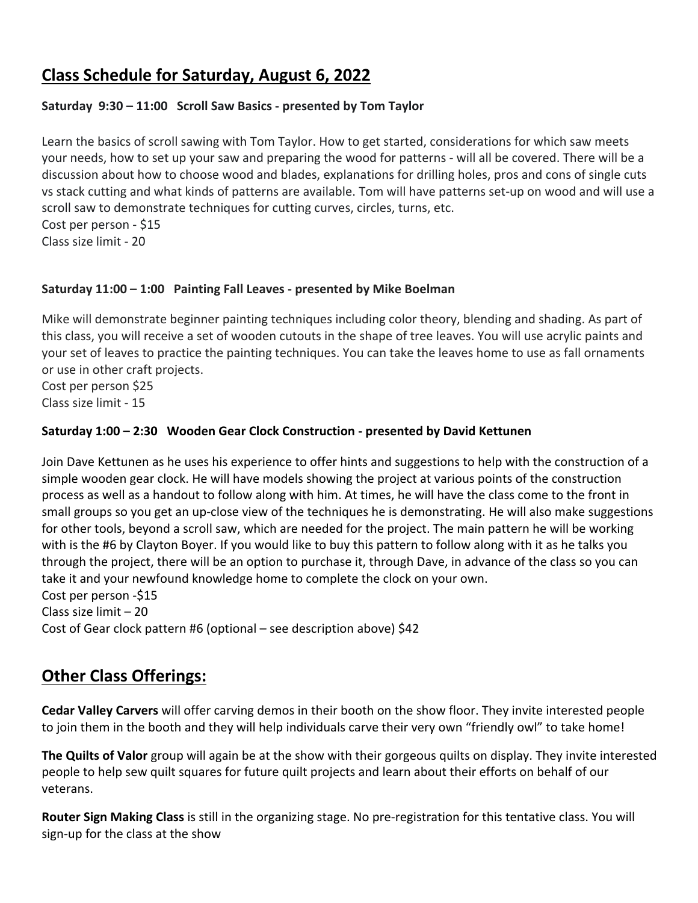## Class Schedule for Saturday, August 6, 2022

**Saturday 9:30 – 11:00 Scroll Saw Basics - presented by Tom Taylor**

Learn the basics of scroll sawing with Tom Taylor. How to get started, considerations for which saw meets your needs, how to set up your saw and preparing the wood for patterns - will all be covered. There will be a discussion about how to choose wood and blades, explanations for drilling holes, pros and cons of single cuts vs stack cutting and what kinds of patterns are available. Tom will have patterns set-up on wood and will use a scroll saw to demonstrate techniques for cutting curves, circles, turns, etc.
Cost per person - $15
Class size limit - 20

**Saturday 11:00 – 1:00 Painting Fall Leaves - presented by Mike Boelman**

Mike will demonstrate beginner painting techniques including color theory, blending and shading. As part of this class, you will receive a set of wooden cutouts in the shape of tree leaves. You will use acrylic paints and your set of leaves to practice the painting techniques. You can take the leaves home to use as fall ornaments or use in other craft projects.
Cost per person $25
Class size limit - 15

**Saturday 1:00 – 2:30 Wooden Gear Clock Construction - presented by David Kettunen**

Join Dave Kettunen as he uses his experience to offer hints and suggestions to help with the construction of a simple wooden gear clock. He will have models showing the project at various points of the construction process as well as a handout to follow along with him. At times, he will have the class come to the front in small groups so you get an up-close view of the techniques he is demonstrating. He will also make suggestions for other tools, beyond a scroll saw, which are needed for the project. The main pattern he will be working with is the #6 by Clayton Boyer. If you would like to buy this pattern to follow along with it as he talks you through the project, there will be an option to purchase it, through Dave, in advance of the class so you can take it and your newfound knowledge home to complete the clock on your own.
Cost per person -$15
Class size limit – 20
Cost of Gear clock pattern #6 (optional – see description above) $42

## Other Class Offerings:

**Cedar Valley Carvers** will offer carving demos in their booth on the show floor. They invite interested people to join them in the booth and they will help individuals carve their very own "friendly owl" to take home!

**The Quilts of Valor** group will again be at the show with their gorgeous quilts on display. They invite interested people to help sew quilt squares for future quilt projects and learn about their efforts on behalf of our veterans.

**Router Sign Making Class** is still in the organizing stage. No pre-registration for this tentative class. You will sign-up for the class at the show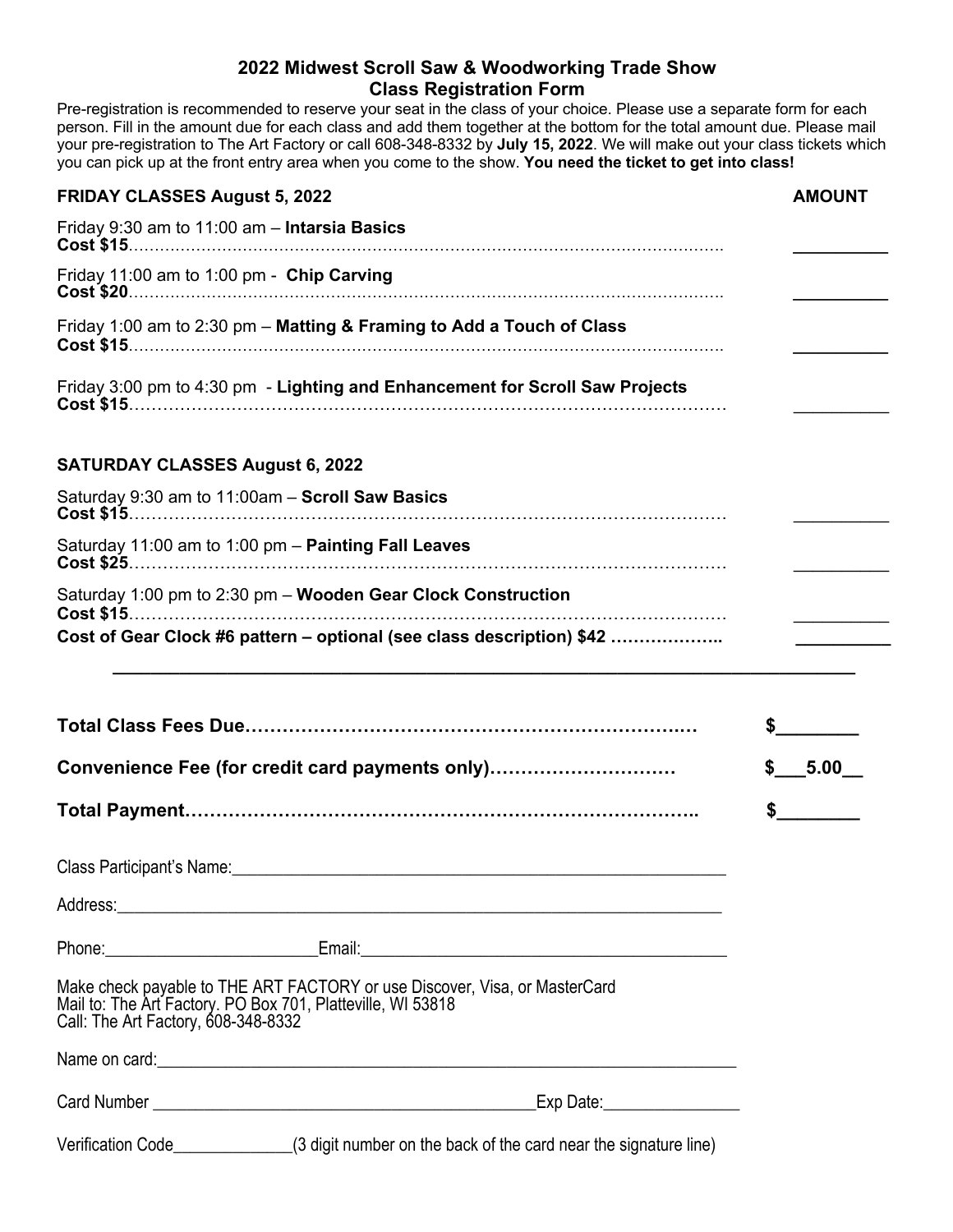# 2022 Midwest Scroll Saw & Woodworking Trade Show
## Class Registration Form

Pre-registration is recommended to reserve your seat in the class of your choice. Please use a separate form for each person. Fill in the amount due for each class and add them together at the bottom for the total amount due. Please mail your pre-registration to The Art Factory or call 608-348-8332 by **July 15, 2022**. We will make out your class tickets which you can pick up at the front entry area when you come to the show. **You need the ticket to get into class!**

| **FRIDAY CLASSES August 5, 2022** | **AMOUNT** |
|---|---|
| Friday 9:30 am to 11:00 am – **Intarsia Basics**<br>**Cost $15**………………………………………………………… | __________ |
| Friday 11:00 am to 1:00 pm - **Chip Carving**<br>**Cost $20**………………………………………………………… | __________ |
| Friday 1:00 am to 2:30 pm – **Matting & Framing to Add a Touch of Class**<br>**Cost $15**………………………………………………………… | __________ |
| Friday 3:00 pm to 4:30 pm - **Lighting and Enhancement for Scroll Saw Projects**<br>**Cost $15**………………………………………………………… | __________ |

| **SATURDAY CLASSES August 6, 2022** | |
|---|---|
| Saturday 9:30 am to 11:00am – **Scroll Saw Basics**<br>**Cost $15**………………………………………………………… | __________ |
| Saturday 11:00 am to 1:00 pm – **Painting Fall Leaves**<br>**Cost $25**………………………………………………………… | __________ |
| Saturday 1:00 pm to 2:30 pm – **Wooden Gear Clock Construction**<br>**Cost $15**………………………………………………………… | __________ |
| **Cost of Gear Clock #6 pattern – optional (see class description) $42** ……………….. | __________ |

---

**Total Class Fees Due**………………………………………………………… **$________**

**Convenience Fee (for credit card payments only)**………………………… **$___5.00__**

**Total Payment**………………………………………………………………….. **$________**

Class Participant's Name:____________________________________________________________

Address:________________________________________________________________________

Phone:________________________Email:_________________________________________

Make check payable to THE ART FACTORY or use Discover, Visa, or MasterCard
Mail to: The Art Factory. PO Box 701, Platteville, WI 53818
Call: The Art Factory, 608-348-8332

Name on card:____________________________________________________________________

Card Number _____________________________________________Exp Date:________________

Verification Code______________(3 digit number on the back of the card near the signature line)